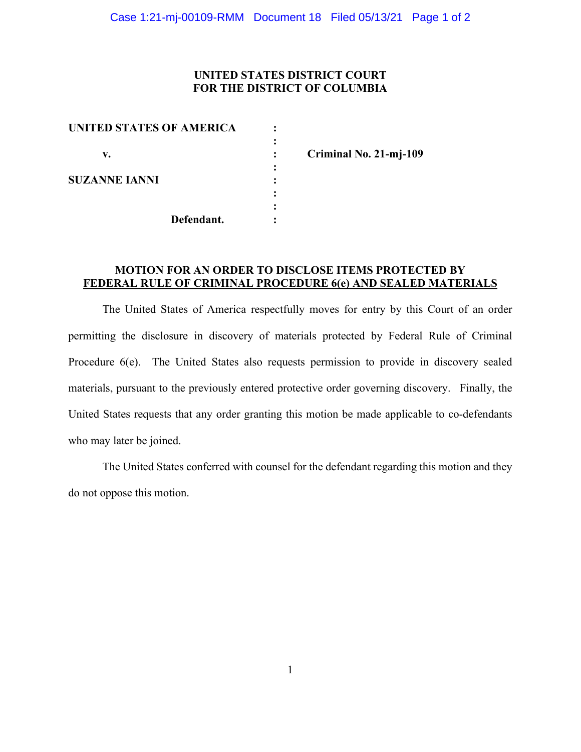**UNITED STATES DISTRICT COURT**
**FOR THE DISTRICT OF COLUMBIA**

| | | |
|---|---|---|
| **UNITED STATES OF AMERICA** | : | |
| | : | |
| **v.** | : | **Criminal No. 21-mj-109** |
| | : | |
| **SUZANNE IANNI** | : | |
| | : | |
| | : | |
| **Defendant.** | : | |

## MOTION FOR AN ORDER TO DISCLOSE ITEMS PROTECTED BY FEDERAL RULE OF CRIMINAL PROCEDURE 6(e) AND SEALED MATERIALS

The United States of America respectfully moves for entry by this Court of an order permitting the disclosure in discovery of materials protected by Federal Rule of Criminal Procedure 6(e). The United States also requests permission to provide in discovery sealed materials, pursuant to the previously entered protective order governing discovery. Finally, the United States requests that any order granting this motion be made applicable to co-defendants who may later be joined.

The United States conferred with counsel for the defendant regarding this motion and they do not oppose this motion.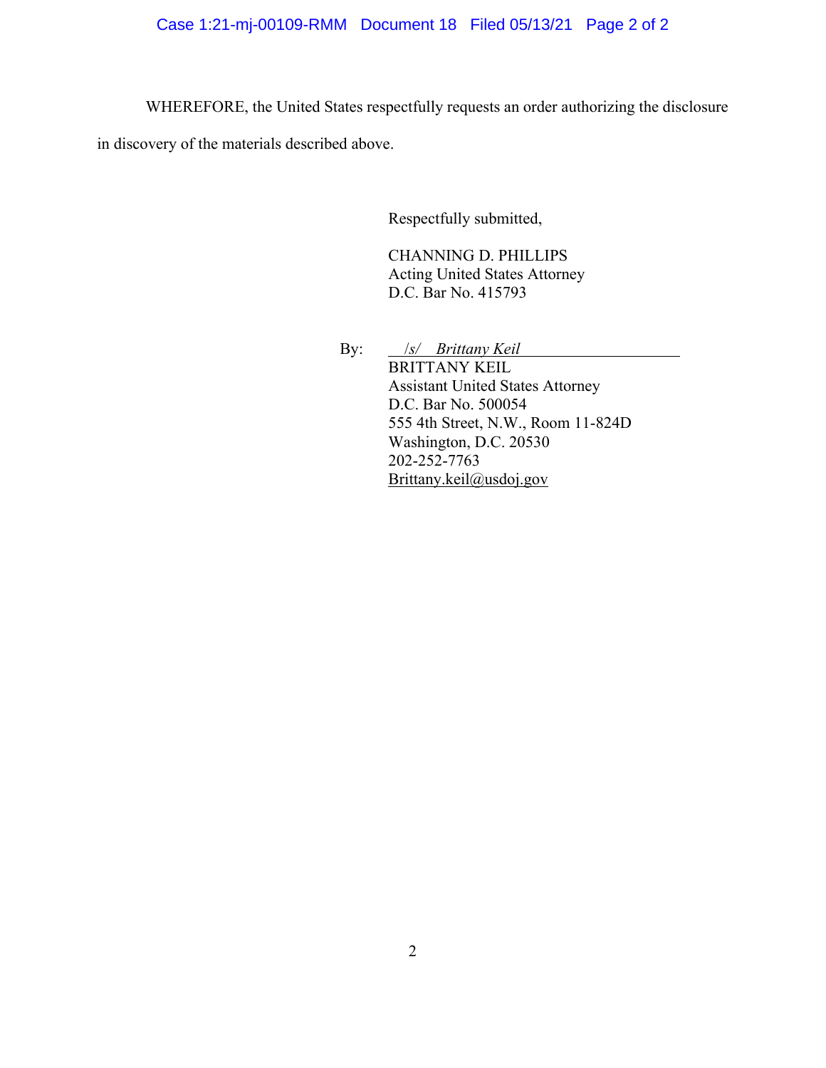WHEREFORE, the United States respectfully requests an order authorizing the disclosure in discovery of the materials described above.

Respectfully submitted,

CHANNING D. PHILLIPS
Acting United States Attorney
D.C. Bar No. 415793

By: */s/ Brittany Keil*
BRITTANY KEIL
Assistant United States Attorney
D.C. Bar No. 500054
555 4th Street, N.W., Room 11-824D
Washington, D.C. 20530
202-252-7763
Brittany.keil@usdoj.gov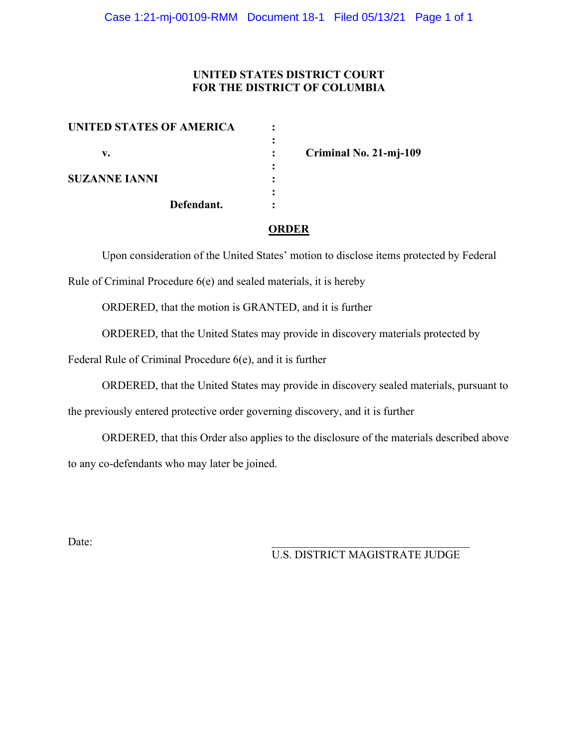**UNITED STATES DISTRICT COURT**
**FOR THE DISTRICT OF COLUMBIA**

| | | |
|---|---|---|
| **UNITED STATES OF AMERICA** | : | |
| | : | |
| **v.** | : | **Criminal No. 21-mj-109** |
| | : | |
| **SUZANNE IANNI** | : | |
| | : | |
| **Defendant.** | : | |

**ORDER**

Upon consideration of the United States' motion to disclose items protected by Federal Rule of Criminal Procedure 6(e) and sealed materials, it is hereby

ORDERED, that the motion is GRANTED, and it is further

ORDERED, that the United States may provide in discovery materials protected by Federal Rule of Criminal Procedure 6(e), and it is further

ORDERED, that the United States may provide in discovery sealed materials, pursuant to the previously entered protective order governing discovery, and it is further

ORDERED, that this Order also applies to the disclosure of the materials described above to any co-defendants who may later be joined.

Date:

___________________________________
U.S. DISTRICT MAGISTRATE JUDGE